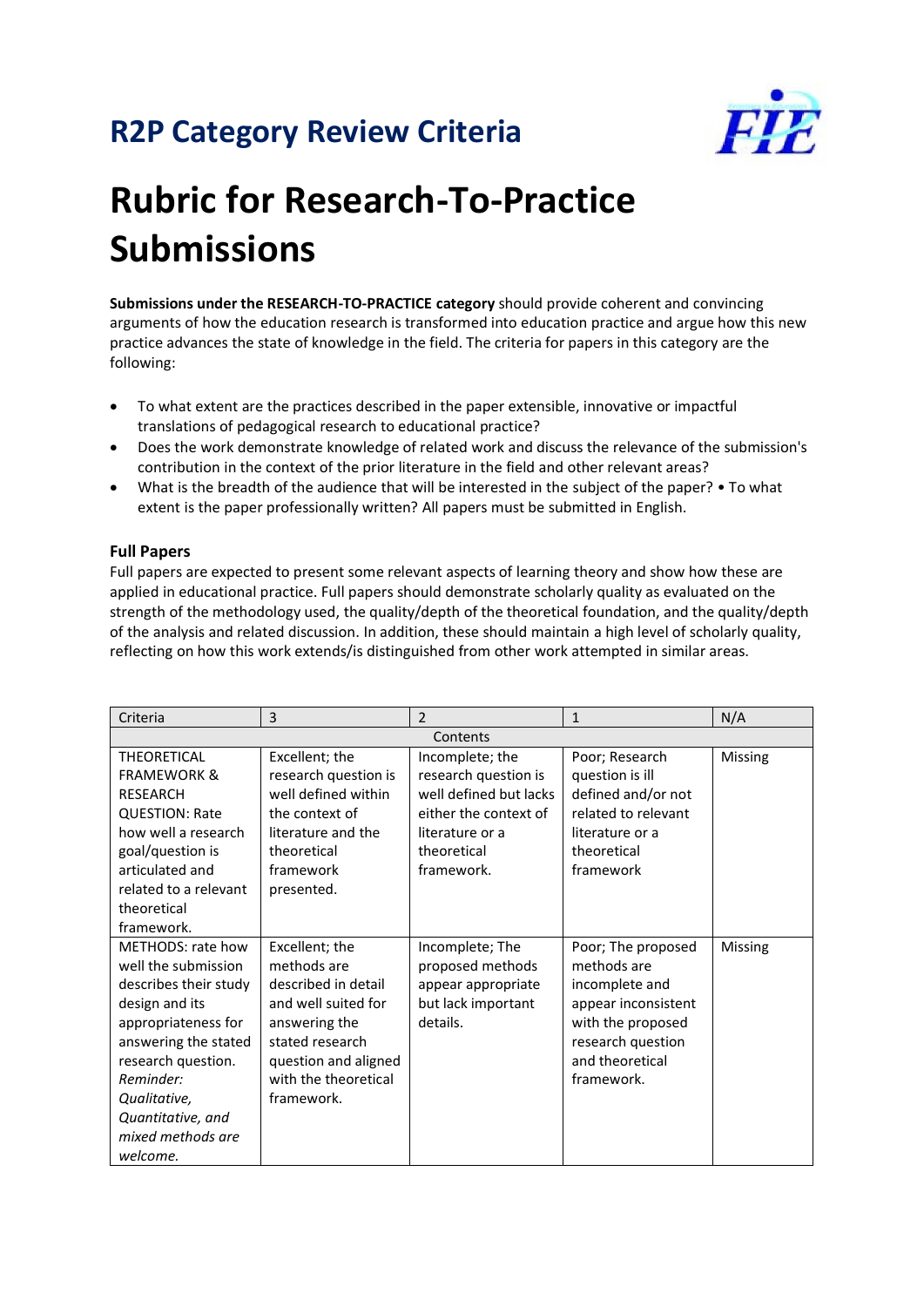## R2P Category Review Criteria

# Rubric for Research-To-Practice Submissions

**Submissions under the RESEARCH-TO-PRACTICE category** should provide coherent and convincing arguments of how the education research is transformed into education practice and argue how this new practice advances the state of knowledge in the field. The criteria for papers in this category are the following:

- To what extent are the practices described in the paper extensible, innovative or impactful translations of pedagogical research to educational practice?
- Does the work demonstrate knowledge of related work and discuss the relevance of the submission's contribution in the context of the prior literature in the field and other relevant areas?
- What is the breadth of the audience that will be interested in the subject of the paper? • To what extent is the paper professionally written? All papers must be submitted in English.

### Full Papers

Full papers are expected to present some relevant aspects of learning theory and show how these are applied in educational practice. Full papers should demonstrate scholarly quality as evaluated on the strength of the methodology used, the quality/depth of the theoretical foundation, and the quality/depth of the analysis and related discussion. In addition, these should maintain a high level of scholarly quality, reflecting on how this work extends/is distinguished from other work attempted in similar areas.

| Criteria | 3 | 2 | 1 | N/A |
|---|---|---|---|---|
| | | Contents | | |
| THEORETICAL FRAMEWORK & RESEARCH QUESTION: Rate how well a research goal/question is articulated and related to a relevant theoretical framework. | Excellent; the research question is well defined within the context of literature and the theoretical framework presented. | Incomplete; the research question is well defined but lacks either the context of literature or a theoretical framework. | Poor; Research question is ill defined and/or not related to relevant literature or a theoretical framework | Missing |
| METHODS: rate how well the submission describes their study design and its appropriateness for answering the stated research question. *Reminder: Qualitative, Quantitative, and mixed methods are welcome.* | Excellent; the methods are described in detail and well suited for answering the stated research question and aligned with the theoretical framework. | Incomplete; The proposed methods appear appropriate but lack important details. | Poor; The proposed methods are incomplete and appear inconsistent with the proposed research question and theoretical framework. | Missing |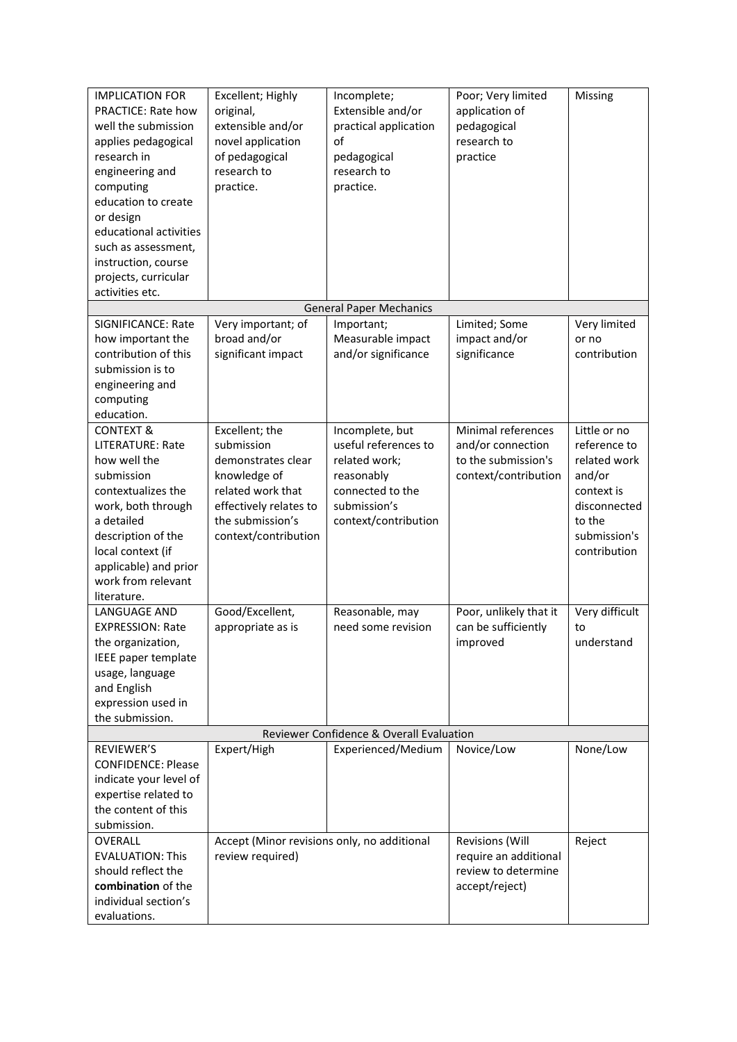| | | | | |
|---|---|---|---|---|
| IMPLICATION FOR PRACTICE: Rate how well the submission applies pedagogical research in engineering and computing education to create or design educational activities such as assessment, instruction, course projects, curricular activities etc. | Excellent; Highly original, extensible and/or novel application of pedagogical research to practice. | Incomplete; Extensible and/or practical application of pedagogical research to practice. | Poor; Very limited application of pedagogical research to practice | Missing |
| General Paper Mechanics | | | | |
| SIGNIFICANCE: Rate how important the contribution of this submission is to engineering and computing education. | Very important; of broad and/or significant impact | Important; Measurable impact and/or significance | Limited; Some impact and/or significance | Very limited or no contribution |
| CONTEXT & LITERATURE: Rate how well the submission contextualizes the work, both through a detailed description of the local context (if applicable) and prior work from relevant literature. | Excellent; the submission demonstrates clear knowledge of related work that effectively relates to the submission's context/contribution | Incomplete, but useful references to related work; reasonably connected to the submission's context/contribution | Minimal references and/or connection to the submission's context/contribution | Little or no reference to related work and/or context is disconnected to the submission's contribution |
| LANGUAGE AND EXPRESSION: Rate the organization, IEEE paper template usage, language and English expression used in the submission. | Good/Excellent, appropriate as is | Reasonable, may need some revision | Poor, unlikely that it can be sufficiently improved | Very difficult to understand |
| Reviewer Confidence & Overall Evaluation | | | | |
| REVIEWER'S CONFIDENCE: Please indicate your level of expertise related to the content of this submission. | Expert/High | Experienced/Medium | Novice/Low | None/Low |
| OVERALL EVALUATION: This should reflect the **combination** of the individual section's evaluations. | Accept (Minor revisions only, no additional review required) | | Revisions (Will require an additional review to determine accept/reject) | Reject |